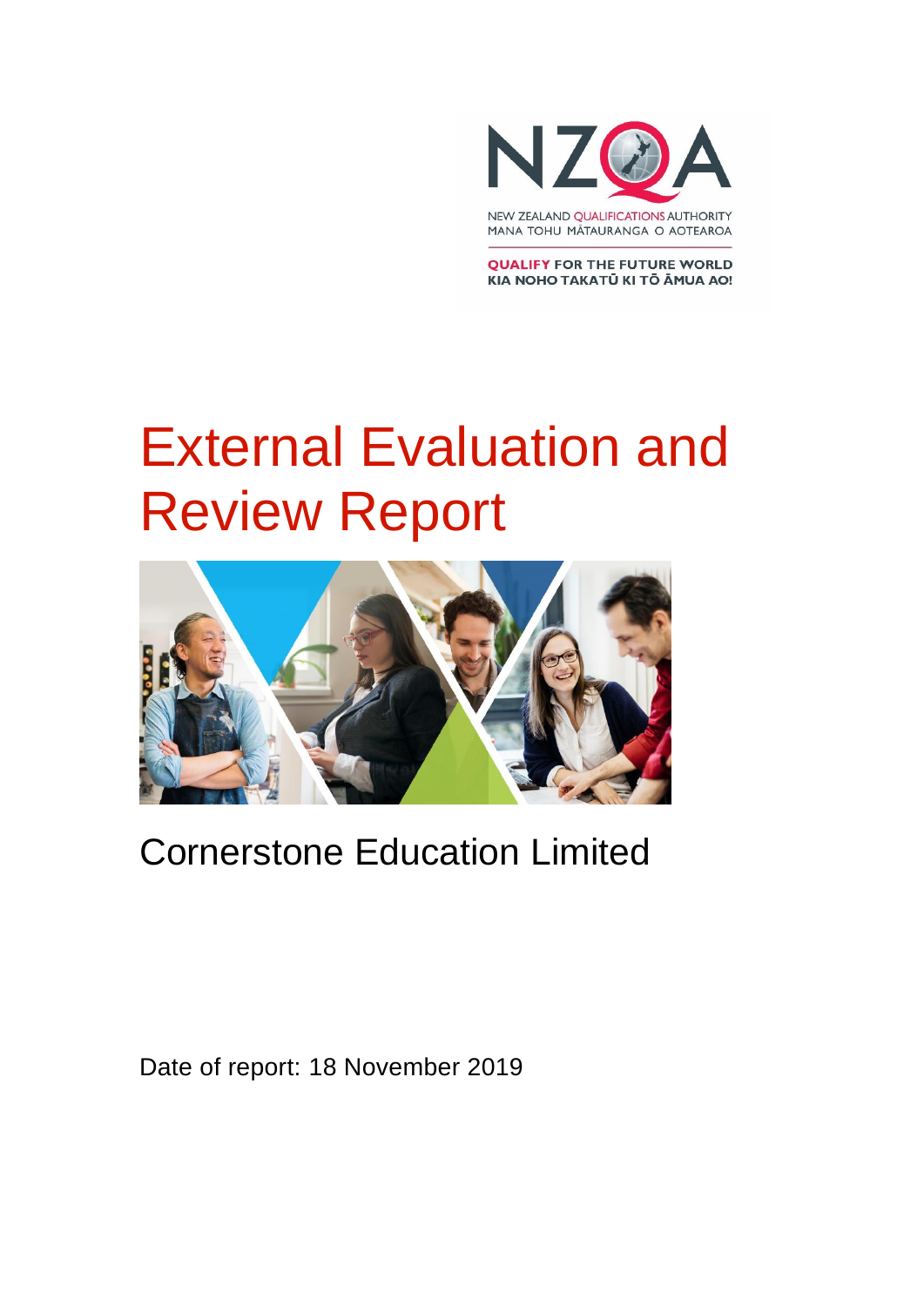NZQA

NEW ZEALAND QUALIFICATIONS AUTHORITY
MANA TOHU MĀTAURANGA O AOTEAROA

QUALIFY FOR THE FUTURE WORLD
KIA NOHO TAKATŪ KI TŌ ĀMUA AO!

# External Evaluation and Review Report

## Cornerstone Education Limited

Date of report: 18 November 2019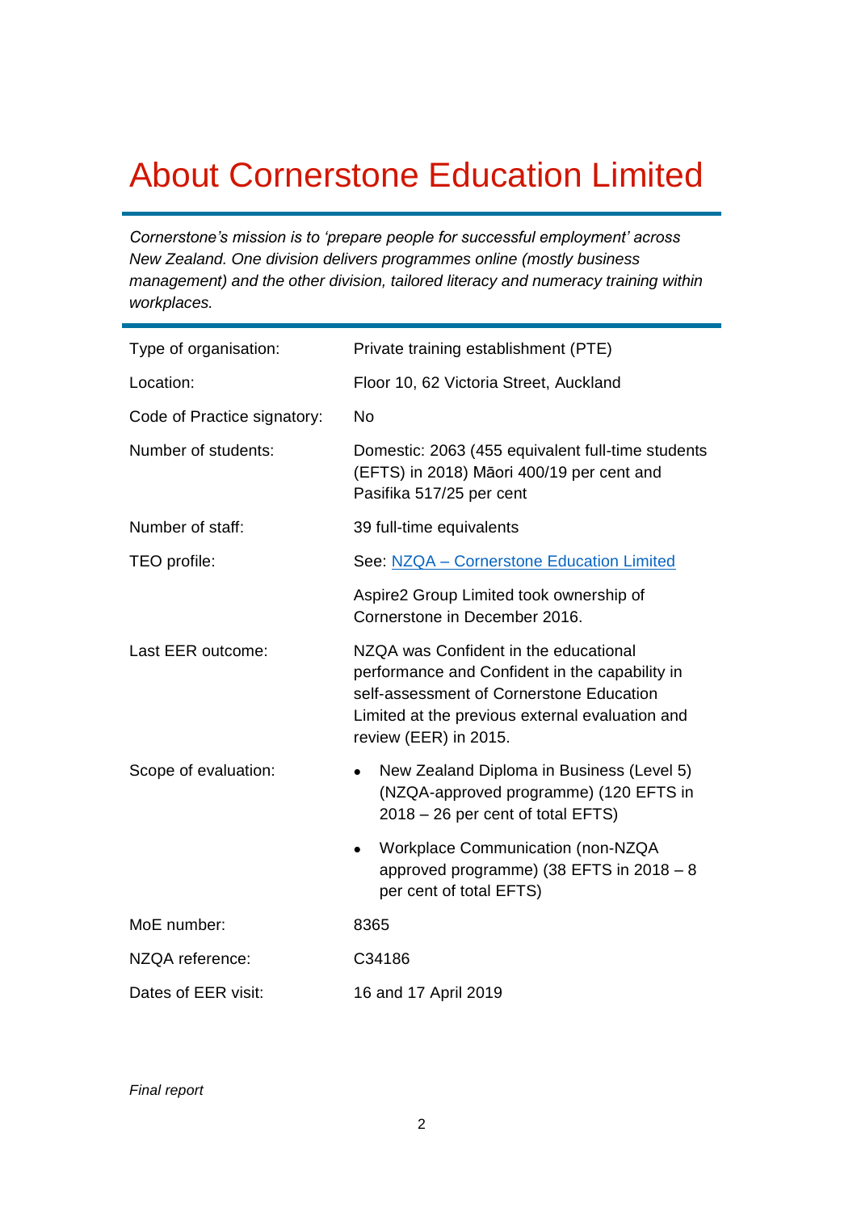# About Cornerstone Education Limited

*Cornerstone's mission is to 'prepare people for successful employment' across New Zealand. One division delivers programmes online (mostly business management) and the other division, tailored literacy and numeracy training within workplaces.*

| | |
|---|---|
| Type of organisation: | Private training establishment (PTE) |
| Location: | Floor 10, 62 Victoria Street, Auckland |
| Code of Practice signatory: | No |
| Number of students: | Domestic: 2063 (455 equivalent full-time students (EFTS) in 2018) Māori 400/19 per cent and Pasifika 517/25 per cent |
| Number of staff: | 39 full-time equivalents |
| TEO profile: | See: [NZQA – Cornerstone Education Limited]() |
| | Aspire2 Group Limited took ownership of Cornerstone in December 2016. |
| Last EER outcome: | NZQA was Confident in the educational performance and Confident in the capability in self-assessment of Cornerstone Education Limited at the previous external evaluation and review (EER) in 2015. |
| Scope of evaluation: | • New Zealand Diploma in Business (Level 5) (NZQA-approved programme) (120 EFTS in 2018 – 26 per cent of total EFTS)<br>• Workplace Communication (non-NZQA approved programme) (38 EFTS in 2018 – 8 per cent of total EFTS) |
| MoE number: | 8365 |
| NZQA reference: | C34186 |
| Dates of EER visit: | 16 and 17 April 2019 |

*Final report*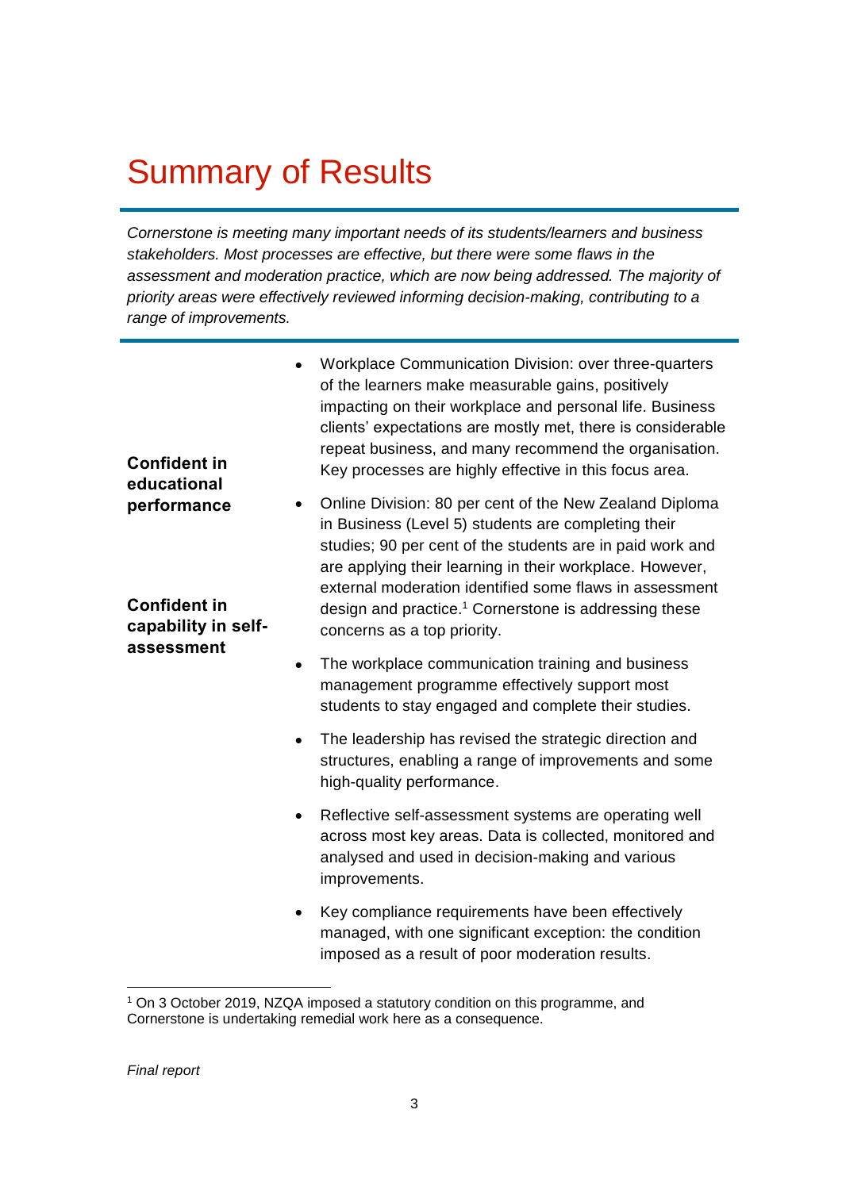# Summary of Results

*Cornerstone is meeting many important needs of its students/learners and business stakeholders. Most processes are effective, but there were some flaws in the assessment and moderation practice, which are now being addressed. The majority of priority areas were effectively reviewed informing decision-making, contributing to a range of improvements.*

| | |
|---|---|
| **Confident in educational performance**<br><br>**Confident in capability in self-assessment** | • Workplace Communication Division: over three-quarters of the learners make measurable gains, positively impacting on their workplace and personal life. Business clients' expectations are mostly met, there is considerable repeat business, and many recommend the organisation. Key processes are highly effective in this focus area.<br>• Online Division: 80 per cent of the New Zealand Diploma in Business (Level 5) students are completing their studies; 90 per cent of the students are in paid work and are applying their learning in their workplace. However, external moderation identified some flaws in assessment design and practice.[1] Cornerstone is addressing these concerns as a top priority.<br>• The workplace communication training and business management programme effectively support most students to stay engaged and complete their studies.<br>• The leadership has revised the strategic direction and structures, enabling a range of improvements and some high-quality performance.<br>• Reflective self-assessment systems are operating well across most key areas. Data is collected, monitored and analysed and used in decision-making and various improvements.<br>• Key compliance requirements have been effectively managed, with one significant exception: the condition imposed as a result of poor moderation results. |

[1] On 3 October 2019, NZQA imposed a statutory condition on this programme, and Cornerstone is undertaking remedial work here as a consequence.

*Final report*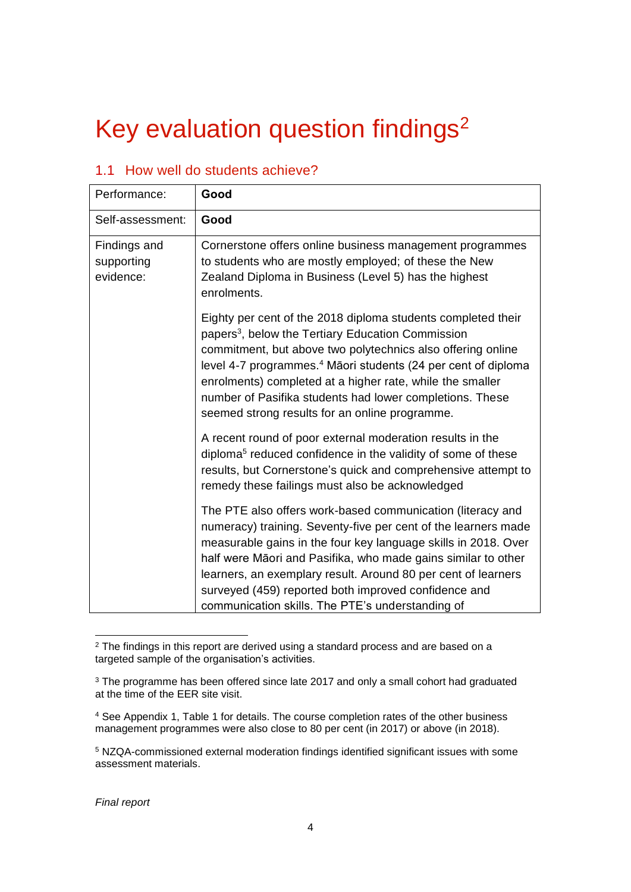# Key evaluation question findings[2]

## 1.1 How well do students achieve?

| Performance: | **Good** |
|---|---|
| Self-assessment: | **Good** |
| Findings and supporting evidence: | Cornerstone offers online business management programmes to students who are mostly employed; of these the New Zealand Diploma in Business (Level 5) has the highest enrolments.<br><br>Eighty per cent of the 2018 diploma students completed their papers[3], below the Tertiary Education Commission commitment, but above two polytechnics also offering online level 4-7 programmes.[4] Māori students (24 per cent of diploma enrolments) completed at a higher rate, while the smaller number of Pasifika students had lower completions. These seemed strong results for an online programme.<br><br>A recent round of poor external moderation results in the diploma[5] reduced confidence in the validity of some of these results, but Cornerstone's quick and comprehensive attempt to remedy these failings must also be acknowledged<br><br>The PTE also offers work-based communication (literacy and numeracy) training. Seventy-five per cent of the learners made measurable gains in the four key language skills in 2018. Over half were Māori and Pasifika, who made gains similar to other learners, an exemplary result. Around 80 per cent of learners surveyed (459) reported both improved confidence and communication skills. The PTE's understanding of |

[2] The findings in this report are derived using a standard process and are based on a targeted sample of the organisation's activities.

[3] The programme has been offered since late 2017 and only a small cohort had graduated at the time of the EER site visit.

[4] See Appendix 1, Table 1 for details. The course completion rates of the other business management programmes were also close to 80 per cent (in 2017) or above (in 2018).

[5] NZQA-commissioned external moderation findings identified significant issues with some assessment materials.

*Final report*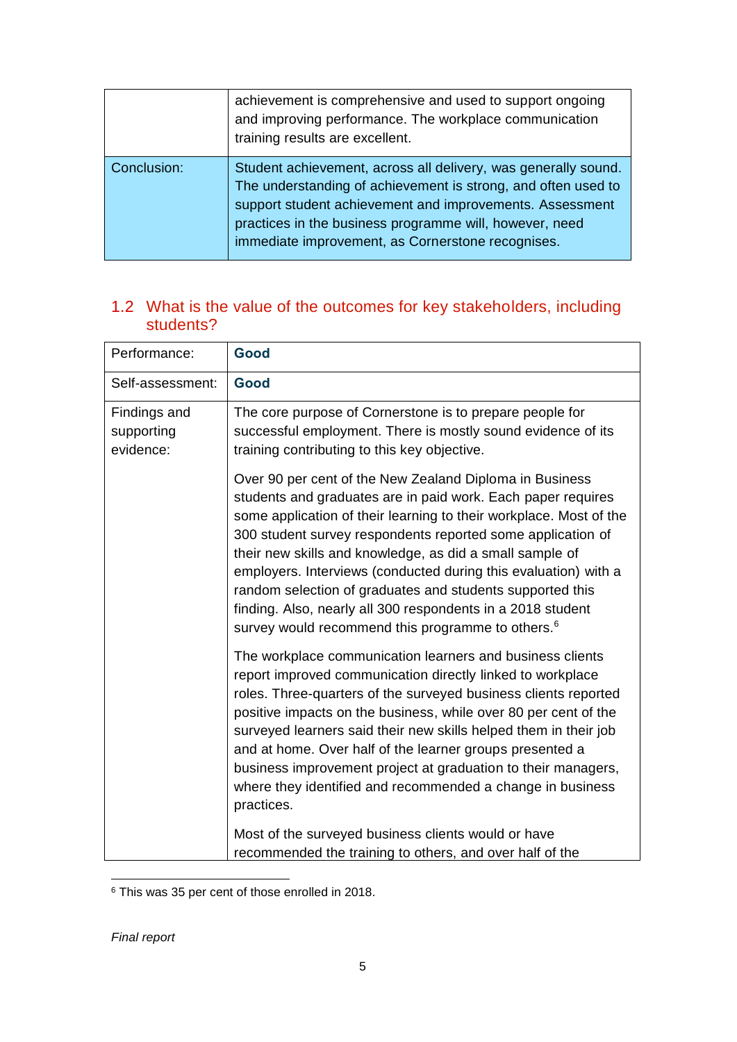|  |  |
|---|---|
|  | achievement is comprehensive and used to support ongoing and improving performance. The workplace communication training results are excellent. |
| Conclusion: | Student achievement, across all delivery, was generally sound. The understanding of achievement is strong, and often used to support student achievement and improvements. Assessment practices in the business programme will, however, need immediate improvement, as Cornerstone recognises. |

## 1.2 What is the value of the outcomes for key stakeholders, including students?

| Performance: | **Good** |
|---|---|
| Self-assessment: | **Good** |
| Findings and supporting evidence: | The core purpose of Cornerstone is to prepare people for successful employment. There is mostly sound evidence of its training contributing to this key objective.<br><br>Over 90 per cent of the New Zealand Diploma in Business students and graduates are in paid work. Each paper requires some application of their learning to their workplace. Most of the 300 student survey respondents reported some application of their new skills and knowledge, as did a small sample of employers. Interviews (conducted during this evaluation) with a random selection of graduates and students supported this finding. Also, nearly all 300 respondents in a 2018 student survey would recommend this programme to others.[6]<br><br>The workplace communication learners and business clients report improved communication directly linked to workplace roles. Three-quarters of the surveyed business clients reported positive impacts on the business, while over 80 per cent of the surveyed learners said their new skills helped them in their job and at home. Over half of the learner groups presented a business improvement project at graduation to their managers, where they identified and recommended a change in business practices.<br><br>Most of the surveyed business clients would or have recommended the training to others, and over half of the |

[6] This was 35 per cent of those enrolled in 2018.

*Final report*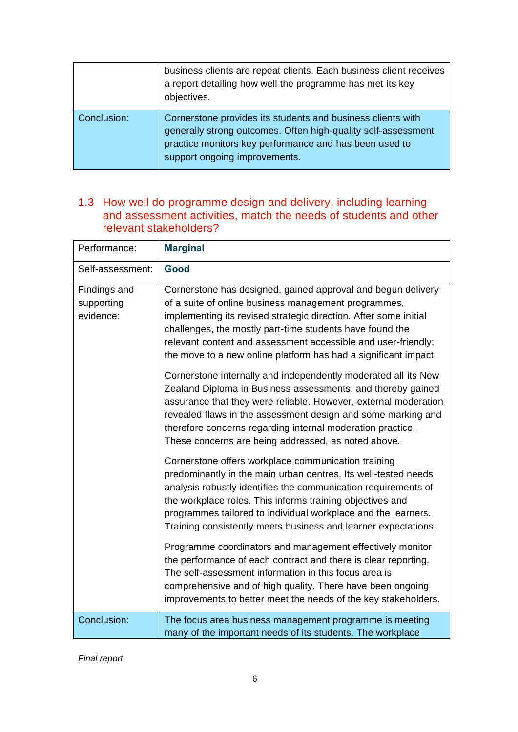|  |  |
|---|---|
|  | business clients are repeat clients. Each business client receives a report detailing how well the programme has met its key objectives. |
| Conclusion: | Cornerstone provides its students and business clients with generally strong outcomes. Often high-quality self-assessment practice monitors key performance and has been used to support ongoing improvements. |

## 1.3 How well do programme design and delivery, including learning and assessment activities, match the needs of students and other relevant stakeholders?

|  |  |
|---|---|
| Performance: | **Marginal** |
| Self-assessment: | **Good** |
| Findings and supporting evidence: | Cornerstone has designed, gained approval and begun delivery of a suite of online business management programmes, implementing its revised strategic direction. After some initial challenges, the mostly part-time students have found the relevant content and assessment accessible and user-friendly; the move to a new online platform has had a significant impact.<br><br>Cornerstone internally and independently moderated all its New Zealand Diploma in Business assessments, and thereby gained assurance that they were reliable. However, external moderation revealed flaws in the assessment design and some marking and therefore concerns regarding internal moderation practice. These concerns are being addressed, as noted above.<br><br>Cornerstone offers workplace communication training predominantly in the main urban centres. Its well-tested needs analysis robustly identifies the communication requirements of the workplace roles. This informs training objectives and programmes tailored to individual workplace and the learners. Training consistently meets business and learner expectations.<br><br>Programme coordinators and management effectively monitor the performance of each contract and there is clear reporting. The self-assessment information in this focus area is comprehensive and of high quality. There have been ongoing improvements to better meet the needs of the key stakeholders. |
| Conclusion: | The focus area business management programme is meeting many of the important needs of its students. The workplace |

*Final report*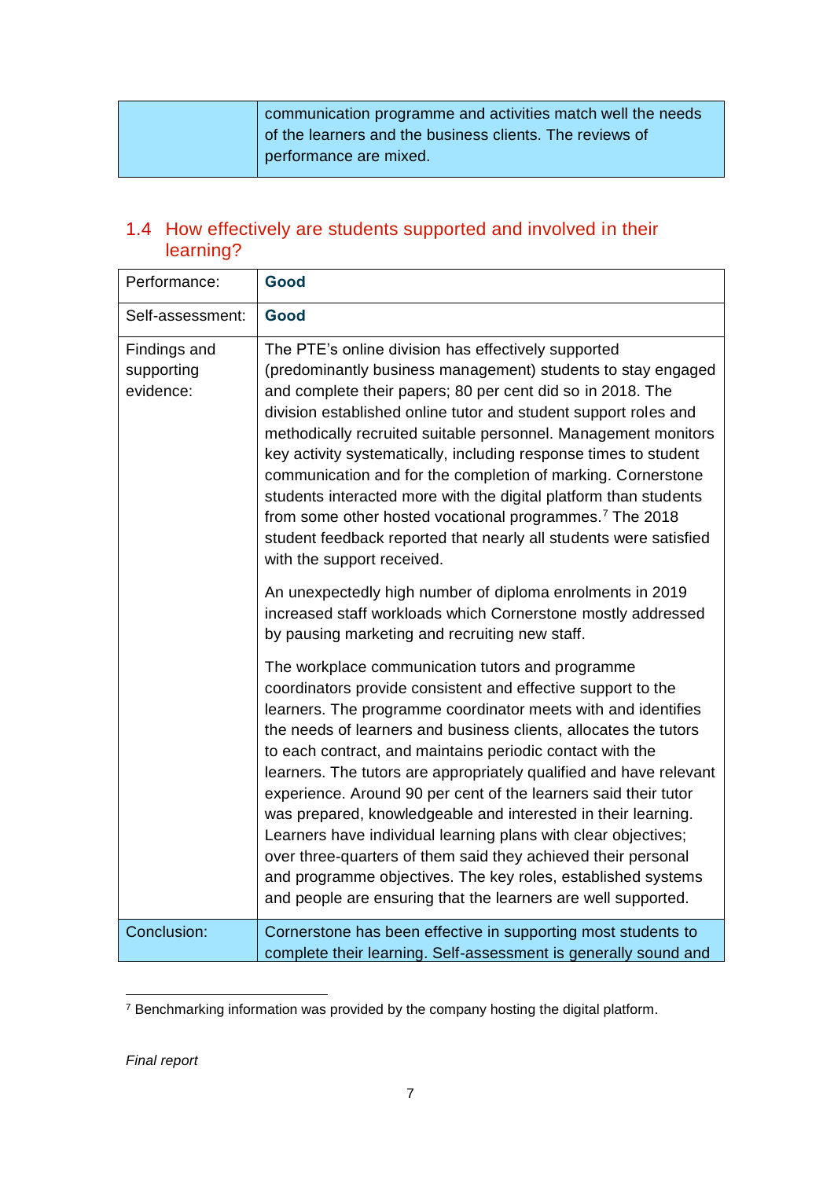| | communication programme and activities match well the needs of the learners and the business clients. The reviews of performance are mixed. |
|---|---|

## 1.4 How effectively are students supported and involved in their learning?

| Performance: | **Good** |
|---|---|
| Self-assessment: | **Good** |
| Findings and supporting evidence: | The PTE's online division has effectively supported (predominantly business management) students to stay engaged and complete their papers; 80 per cent did so in 2018. The division established online tutor and student support roles and methodically recruited suitable personnel. Management monitors key activity systematically, including response times to student communication and for the completion of marking. Cornerstone students interacted more with the digital platform than students from some other hosted vocational programmes.[7] The 2018 student feedback reported that nearly all students were satisfied with the support received.<br><br>An unexpectedly high number of diploma enrolments in 2019 increased staff workloads which Cornerstone mostly addressed by pausing marketing and recruiting new staff.<br><br>The workplace communication tutors and programme coordinators provide consistent and effective support to the learners. The programme coordinator meets with and identifies the needs of learners and business clients, allocates the tutors to each contract, and maintains periodic contact with the learners. The tutors are appropriately qualified and have relevant experience. Around 90 per cent of the learners said their tutor was prepared, knowledgeable and interested in their learning. Learners have individual learning plans with clear objectives; over three-quarters of them said they achieved their personal and programme objectives. The key roles, established systems and people are ensuring that the learners are well supported. |
| Conclusion: | Cornerstone has been effective in supporting most students to complete their learning. Self-assessment is generally sound and |

[7] Benchmarking information was provided by the company hosting the digital platform.

*Final report*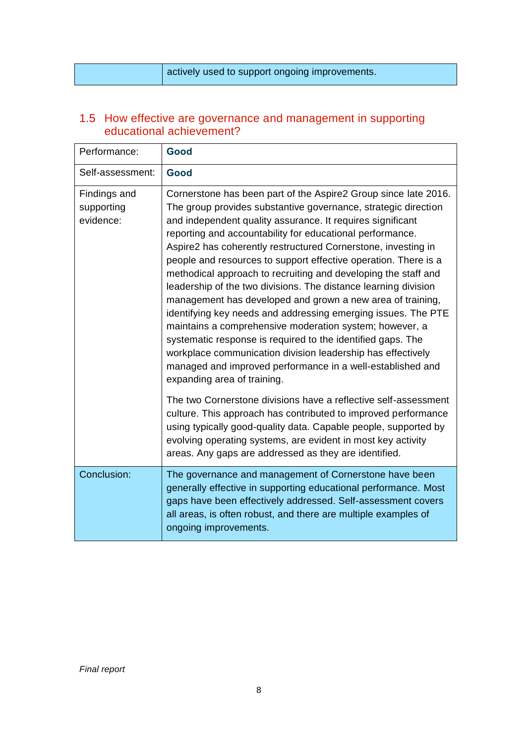| | actively used to support ongoing improvements. |
|---|---|

## 1.5 How effective are governance and management in supporting educational achievement?

| | |
|---|---|
| Performance: | **Good** |
| Self-assessment: | **Good** |
| Findings and supporting evidence: | Cornerstone has been part of the Aspire2 Group since late 2016. The group provides substantive governance, strategic direction and independent quality assurance. It requires significant reporting and accountability for educational performance. Aspire2 has coherently restructured Cornerstone, investing in people and resources to support effective operation. There is a methodical approach to recruiting and developing the staff and leadership of the two divisions. The distance learning division management has developed and grown a new area of training, identifying key needs and addressing emerging issues. The PTE maintains a comprehensive moderation system; however, a systematic response is required to the identified gaps. The workplace communication division leadership has effectively managed and improved performance in a well-established and expanding area of training.<br><br>The two Cornerstone divisions have a reflective self-assessment culture. This approach has contributed to improved performance using typically good-quality data. Capable people, supported by evolving operating systems, are evident in most key activity areas. Any gaps are addressed as they are identified. |
| Conclusion: | The governance and management of Cornerstone have been generally effective in supporting educational performance. Most gaps have been effectively addressed. Self-assessment covers all areas, is often robust, and there are multiple examples of ongoing improvements. |

*Final report*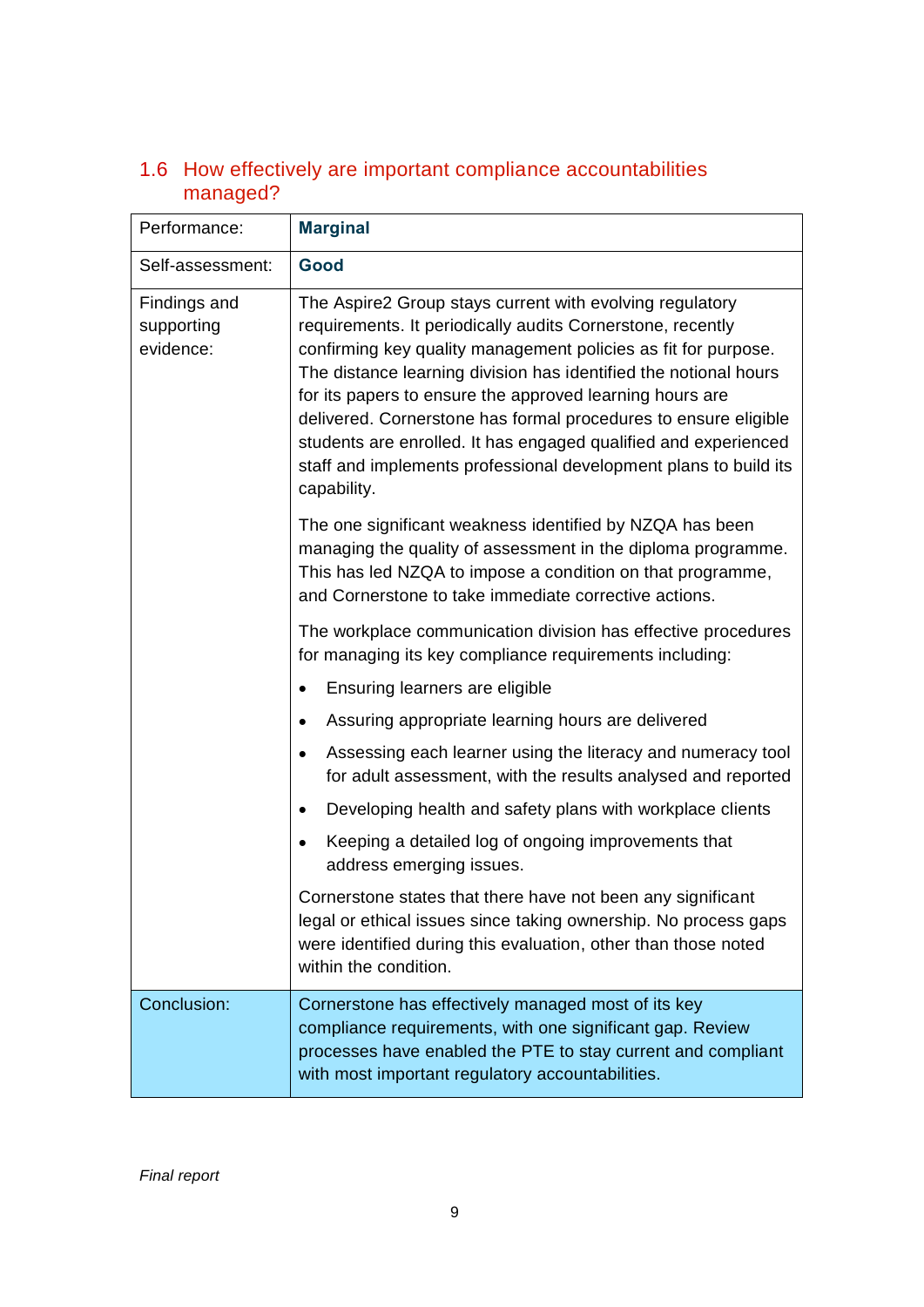## 1.6 How effectively are important compliance accountabilities managed?

| Performance: | **Marginal** |
|---|---|
| Self-assessment: | **Good** |
| Findings and supporting evidence: | The Aspire2 Group stays current with evolving regulatory requirements. It periodically audits Cornerstone, recently confirming key quality management policies as fit for purpose. The distance learning division has identified the notional hours for its papers to ensure the approved learning hours are delivered. Cornerstone has formal procedures to ensure eligible students are enrolled. It has engaged qualified and experienced staff and implements professional development plans to build its capability.<br><br>The one significant weakness identified by NZQA has been managing the quality of assessment in the diploma programme. This has led NZQA to impose a condition on that programme, and Cornerstone to take immediate corrective actions.<br><br>The workplace communication division has effective procedures for managing its key compliance requirements including:<br><br>• Ensuring learners are eligible<br>• Assuring appropriate learning hours are delivered<br>• Assessing each learner using the literacy and numeracy tool for adult assessment, with the results analysed and reported<br>• Developing health and safety plans with workplace clients<br>• Keeping a detailed log of ongoing improvements that address emerging issues.<br><br>Cornerstone states that there have not been any significant legal or ethical issues since taking ownership. No process gaps were identified during this evaluation, other than those noted within the condition. |
| Conclusion: | Cornerstone has effectively managed most of its key compliance requirements, with one significant gap. Review processes have enabled the PTE to stay current and compliant with most important regulatory accountabilities. |

*Final report*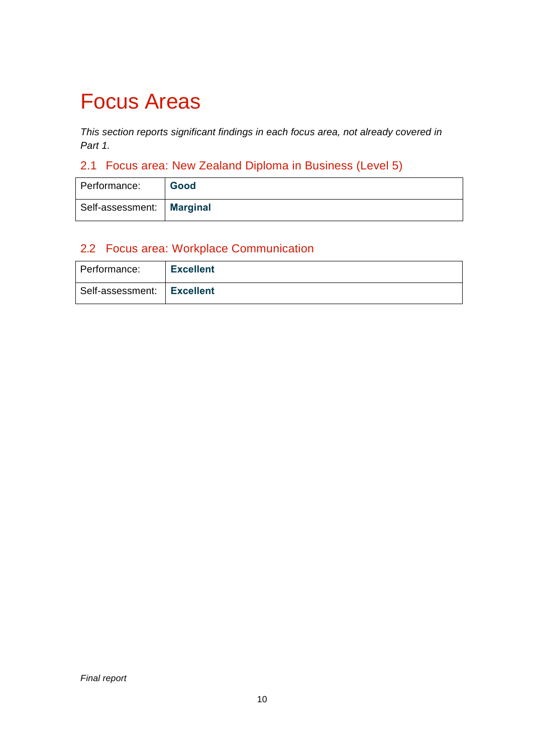# Focus Areas

*This section reports significant findings in each focus area, not already covered in Part 1.*

## 2.1 Focus area: New Zealand Diploma in Business (Level 5)

| Performance: | **Good** |
|---|---|
| Self-assessment: | **Marginal** |

## 2.2 Focus area: Workplace Communication

| Performance: | **Excellent** |
|---|---|
| Self-assessment: | **Excellent** |

*Final report*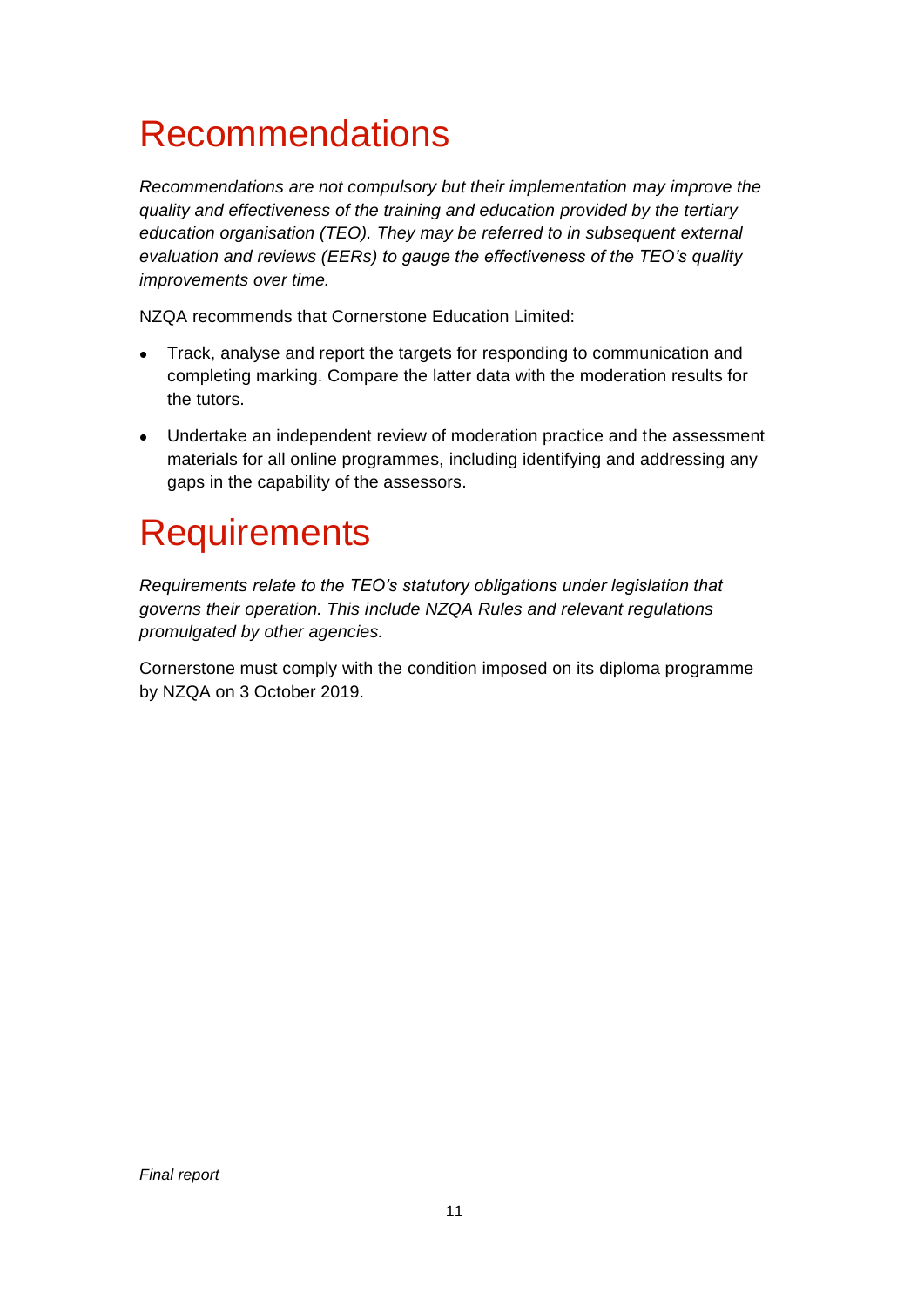# Recommendations

*Recommendations are not compulsory but their implementation may improve the quality and effectiveness of the training and education provided by the tertiary education organisation (TEO). They may be referred to in subsequent external evaluation and reviews (EERs) to gauge the effectiveness of the TEO's quality improvements over time.*

NZQA recommends that Cornerstone Education Limited:

- Track, analyse and report the targets for responding to communication and completing marking. Compare the latter data with the moderation results for the tutors.
- Undertake an independent review of moderation practice and the assessment materials for all online programmes, including identifying and addressing any gaps in the capability of the assessors.

# Requirements

*Requirements relate to the TEO's statutory obligations under legislation that governs their operation. This include NZQA Rules and relevant regulations promulgated by other agencies.*

Cornerstone must comply with the condition imposed on its diploma programme by NZQA on 3 October 2019.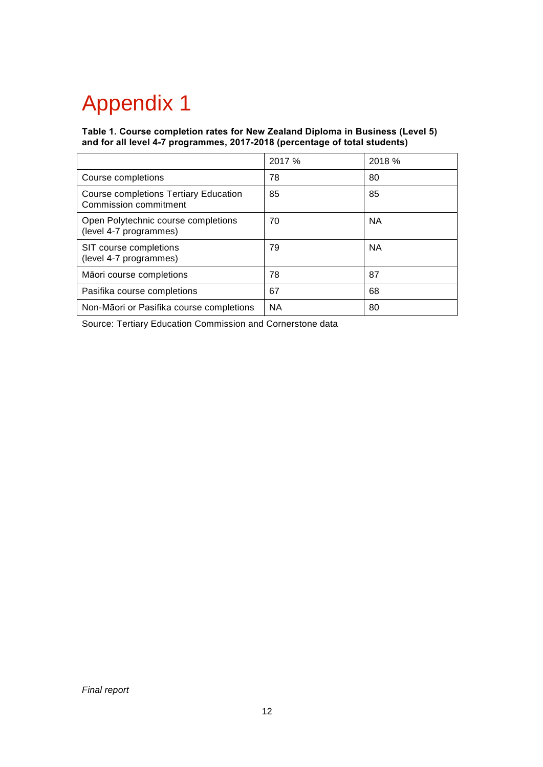# Appendix 1

**Table 1. Course completion rates for New Zealand Diploma in Business (Level 5) and for all level 4-7 programmes, 2017-2018 (percentage of total students)**

| | 2017 % | 2018 % |
|---|---|---|
| Course completions | 78 | 80 |
| Course completions Tertiary Education Commission commitment | 85 | 85 |
| Open Polytechnic course completions (level 4-7 programmes) | 70 | NA |
| SIT course completions (level 4-7 programmes) | 79 | NA |
| Māori course completions | 78 | 87 |
| Pasifika course completions | 67 | 68 |
| Non-Māori or Pasifika course completions | NA | 80 |

Source: Tertiary Education Commission and Cornerstone data

*Final report*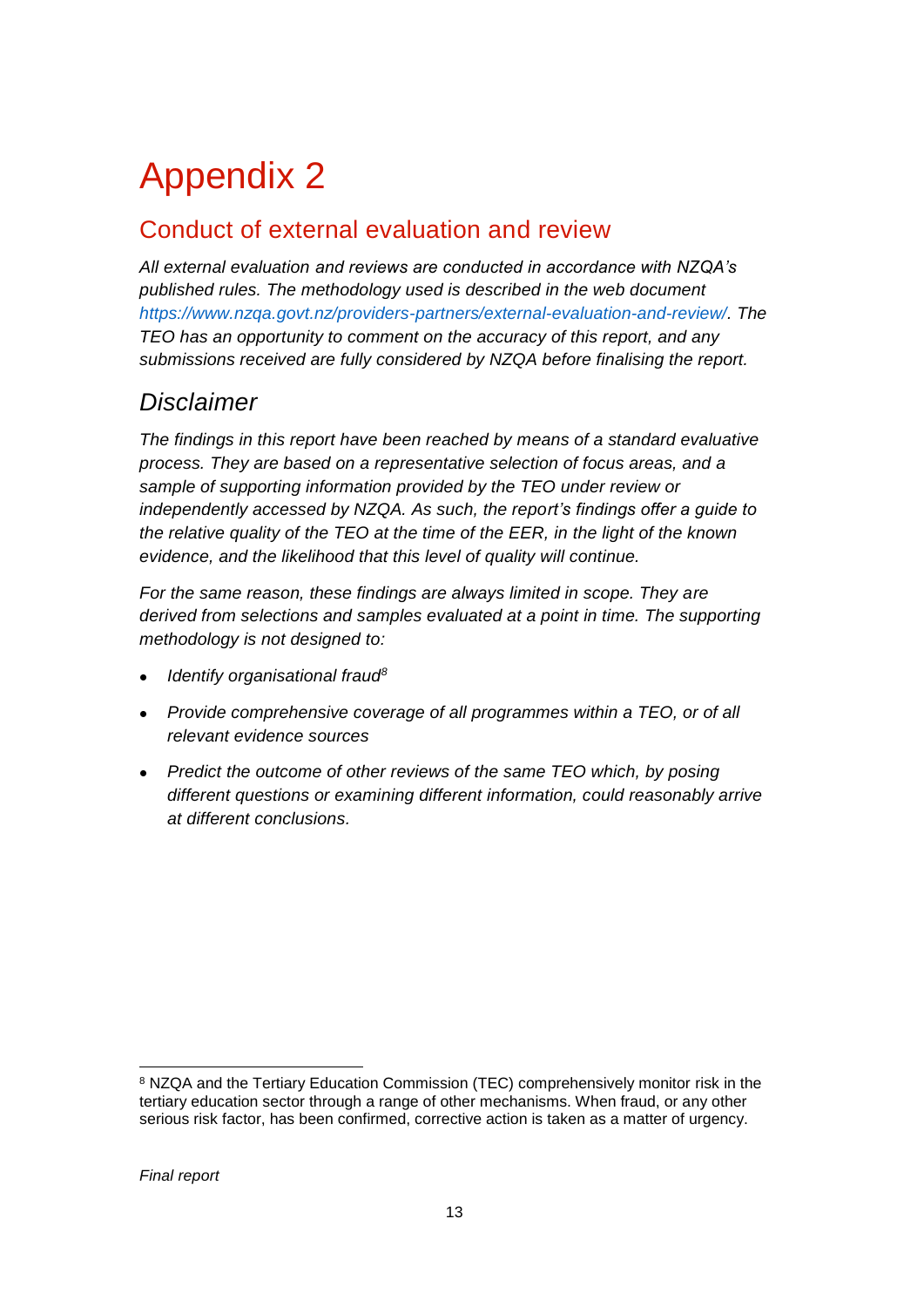# Appendix 2

## Conduct of external evaluation and review

*All external evaluation and reviews are conducted in accordance with NZQA's published rules. The methodology used is described in the web document https://www.nzqa.govt.nz/providers-partners/external-evaluation-and-review/. The TEO has an opportunity to comment on the accuracy of this report, and any submissions received are fully considered by NZQA before finalising the report.*

## *Disclaimer*

*The findings in this report have been reached by means of a standard evaluative process. They are based on a representative selection of focus areas, and a sample of supporting information provided by the TEO under review or independently accessed by NZQA. As such, the report's findings offer a guide to the relative quality of the TEO at the time of the EER, in the light of the known evidence, and the likelihood that this level of quality will continue.*

*For the same reason, these findings are always limited in scope. They are derived from selections and samples evaluated at a point in time. The supporting methodology is not designed to:*

- *Identify organisational fraud*[8]
- *Provide comprehensive coverage of all programmes within a TEO, or of all relevant evidence sources*
- *Predict the outcome of other reviews of the same TEO which, by posing different questions or examining different information, could reasonably arrive at different conclusions.*

---

[8] NZQA and the Tertiary Education Commission (TEC) comprehensively monitor risk in the tertiary education sector through a range of other mechanisms. When fraud, or any other serious risk factor, has been confirmed, corrective action is taken as a matter of urgency.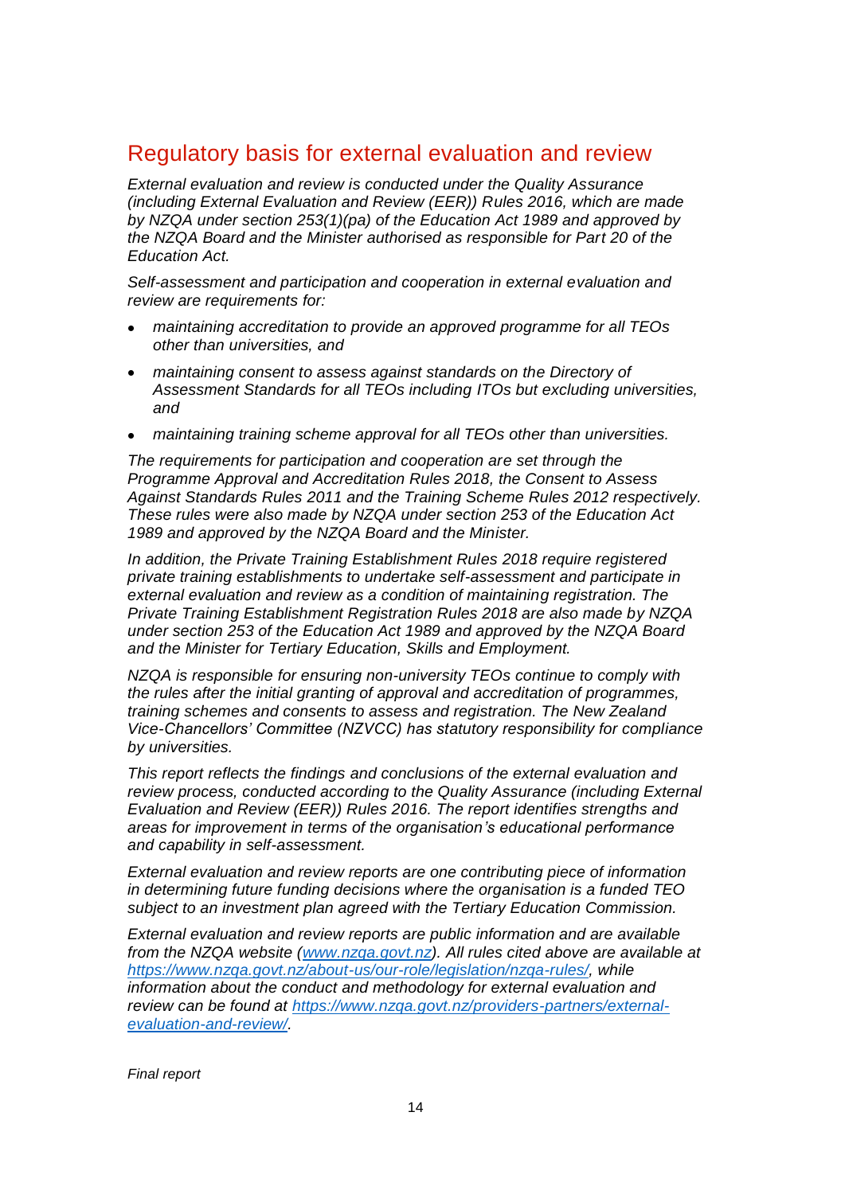## Regulatory basis for external evaluation and review

*External evaluation and review is conducted under the Quality Assurance (including External Evaluation and Review (EER)) Rules 2016, which are made by NZQA under section 253(1)(pa) of the Education Act 1989 and approved by the NZQA Board and the Minister authorised as responsible for Part 20 of the Education Act.*

*Self-assessment and participation and cooperation in external evaluation and review are requirements for:*

- *maintaining accreditation to provide an approved programme for all TEOs other than universities, and*
- *maintaining consent to assess against standards on the Directory of Assessment Standards for all TEOs including ITOs but excluding universities, and*
- *maintaining training scheme approval for all TEOs other than universities.*

*The requirements for participation and cooperation are set through the Programme Approval and Accreditation Rules 2018, the Consent to Assess Against Standards Rules 2011 and the Training Scheme Rules 2012 respectively. These rules were also made by NZQA under section 253 of the Education Act 1989 and approved by the NZQA Board and the Minister.*

*In addition, the Private Training Establishment Rules 2018 require registered private training establishments to undertake self-assessment and participate in external evaluation and review as a condition of maintaining registration. The Private Training Establishment Registration Rules 2018 are also made by NZQA under section 253 of the Education Act 1989 and approved by the NZQA Board and the Minister for Tertiary Education, Skills and Employment.*

*NZQA is responsible for ensuring non-university TEOs continue to comply with the rules after the initial granting of approval and accreditation of programmes, training schemes and consents to assess and registration. The New Zealand Vice-Chancellors' Committee (NZVCC) has statutory responsibility for compliance by universities.*

*This report reflects the findings and conclusions of the external evaluation and review process, conducted according to the Quality Assurance (including External Evaluation and Review (EER)) Rules 2016. The report identifies strengths and areas for improvement in terms of the organisation's educational performance and capability in self-assessment.*

*External evaluation and review reports are one contributing piece of information in determining future funding decisions where the organisation is a funded TEO subject to an investment plan agreed with the Tertiary Education Commission.*

*External evaluation and review reports are public information and are available from the NZQA website (www.nzqa.govt.nz). All rules cited above are available at https://www.nzqa.govt.nz/about-us/our-role/legislation/nzqa-rules/, while information about the conduct and methodology for external evaluation and review can be found at https://www.nzqa.govt.nz/providers-partners/external-evaluation-and-review/.*

*Final report*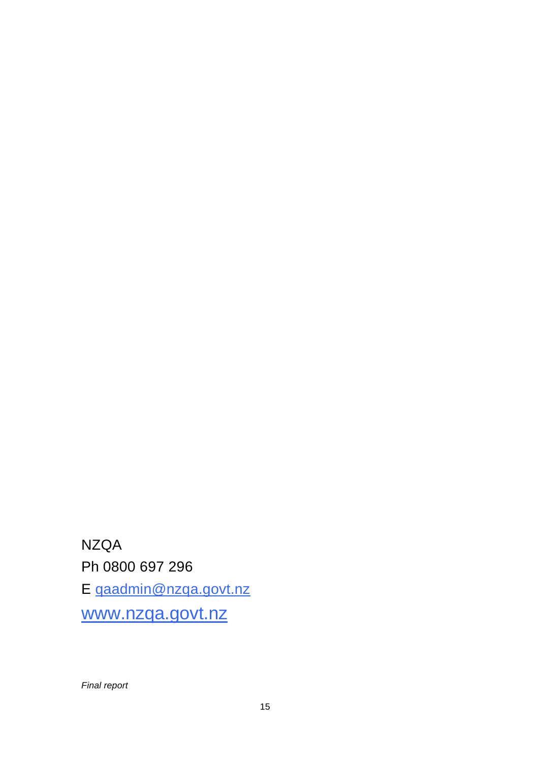NZQA

Ph 0800 697 296

E [qaadmin@nzqa.govt.nz](mailto:qaadmin@nzqa.govt.nz)

[www.nzqa.govt.nz](http://www.nzqa.govt.nz)

*Final report*